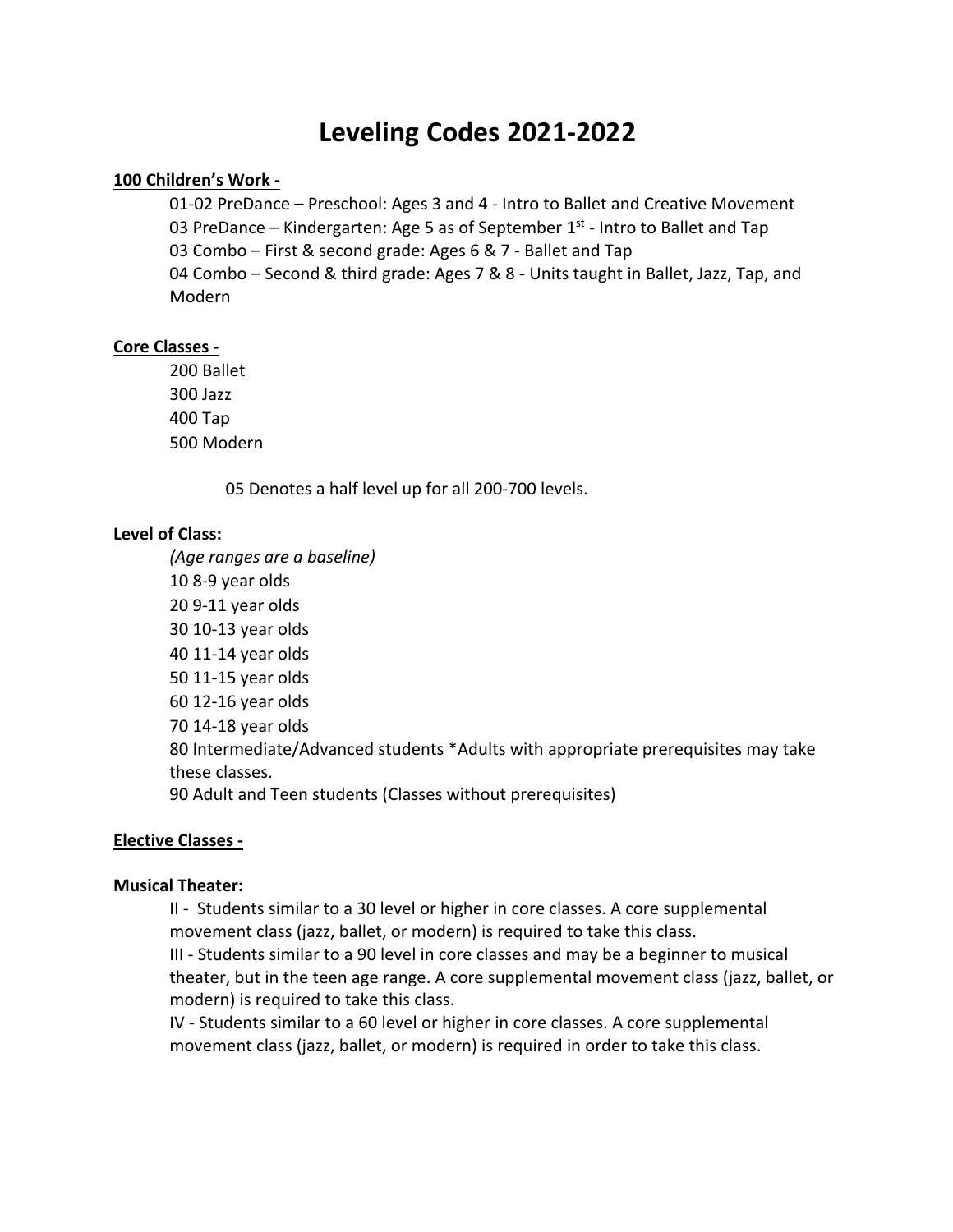# Leveling Codes 2021-2022

**100 Children's Work -**

01-02 PreDance – Preschool: Ages 3 and 4 - Intro to Ballet and Creative Movement
03 PreDance – Kindergarten: Age 5 as of September 1st - Intro to Ballet and Tap
03 Combo – First & second grade: Ages 6 & 7 - Ballet and Tap
04 Combo – Second & third grade: Ages 7 & 8 - Units taught in Ballet, Jazz, Tap, and Modern

**Core Classes -**

200 Ballet
300 Jazz
400 Tap
500 Modern

05 Denotes a half level up for all 200-700 levels.

**Level of Class:**

*(Age ranges are a baseline)*
10 8-9 year olds
20 9-11 year olds
30 10-13 year olds
40 11-14 year olds
50 11-15 year olds
60 12-16 year olds
70 14-18 year olds
80 Intermediate/Advanced students *Adults with appropriate prerequisites may take these classes.
90 Adult and Teen students (Classes without prerequisites)

**Elective Classes -**

**Musical Theater:**

II - Students similar to a 30 level or higher in core classes. A core supplemental movement class (jazz, ballet, or modern) is required to take this class.
III - Students similar to a 90 level in core classes and may be a beginner to musical theater, but in the teen age range. A core supplemental movement class (jazz, ballet, or modern) is required to take this class.
IV - Students similar to a 60 level or higher in core classes. A core supplemental movement class (jazz, ballet, or modern) is required in order to take this class.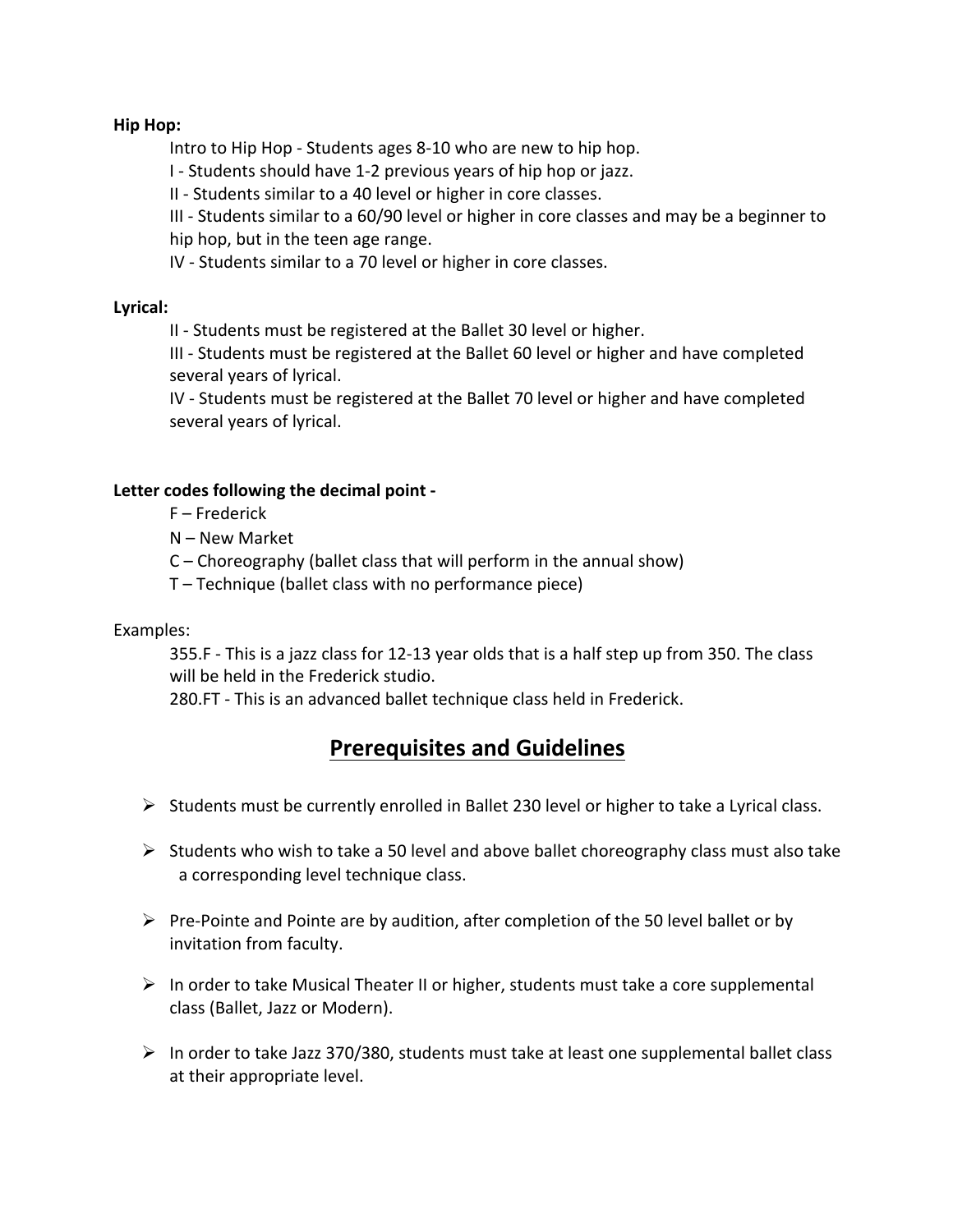**Hip Hop:**

Intro to Hip Hop - Students ages 8-10 who are new to hip hop.

I - Students should have 1-2 previous years of hip hop or jazz.

II - Students similar to a 40 level or higher in core classes.

III - Students similar to a 60/90 level or higher in core classes and may be a beginner to hip hop, but in the teen age range.

IV - Students similar to a 70 level or higher in core classes.

**Lyrical:**

II - Students must be registered at the Ballet 30 level or higher.

III - Students must be registered at the Ballet 60 level or higher and have completed several years of lyrical.

IV - Students must be registered at the Ballet 70 level or higher and have completed several years of lyrical.

**Letter codes following the decimal point -**

F – Frederick

N – New Market

C – Choreography (ballet class that will perform in the annual show)

T – Technique (ballet class with no performance piece)

Examples:

355.F - This is a jazz class for 12-13 year olds that is a half step up from 350. The class will be held in the Frederick studio.

280.FT - This is an advanced ballet technique class held in Frederick.

## Prerequisites and Guidelines

- Students must be currently enrolled in Ballet 230 level or higher to take a Lyrical class.
- Students who wish to take a 50 level and above ballet choreography class must also take a corresponding level technique class.
- Pre-Pointe and Pointe are by audition, after completion of the 50 level ballet or by invitation from faculty.
- In order to take Musical Theater II or higher, students must take a core supplemental class (Ballet, Jazz or Modern).
- In order to take Jazz 370/380, students must take at least one supplemental ballet class at their appropriate level.